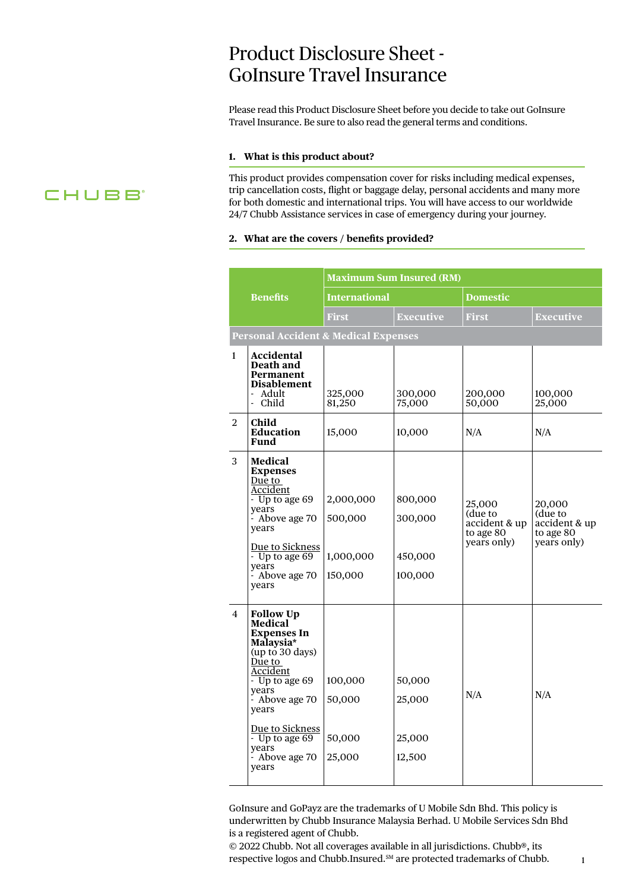# Product Disclosure Sheet - GoInsure Travel Insurance

Please read this Product Disclosure Sheet before you decide to take out GoInsure Travel Insurance. Be sure to also read the general terms and conditions.

### 1. What is this product about?

This product provides compensation cover for risks including medical expenses, trip cancellation costs, flight or baggage delay, personal accidents and many more for both domestic and international trips. You will have access to our worldwide 24/7 Chubb Assistance services in case of emergency during your journey.

### 2. What are the covers / benefits provided?

| Benefits | | Maximum Sum Insured (RM) | | | |
|---|---|---|---|---|---|
| | | International | | Domestic | |
| | | First | Executive | First | Executive |
| **Personal Accident & Medical Expenses** | | | | | |
| 1 | **Accidental Death and Permanent Disablement**<br>- Adult<br>- Child | 325,000<br>81,250 | 300,000<br>75,000 | 200,000<br>50,000 | 100,000<br>25,000 |
| 2 | **Child Education Fund** | 15,000 | 10,000 | N/A | N/A |
| 3 | **Medical Expenses**<br>Due to Accident<br>- Up to age 69 years<br>- Above age 70 years<br><br>Due to Sickness<br>- Up to age 69 years<br>- Above age 70 years | <br><br>2,000,000<br>500,000<br><br><br>1,000,000<br>150,000 | <br><br>800,000<br>300,000<br><br><br>450,000<br>100,000 | 25,000 (due to accident & up to age 80 years only) | 20,000 (due to accident & up to age 80 years only) |
| 4 | **Follow Up Medical Expenses In Malaysia*** (up to 30 days)<br>Due to Accident<br>- Up to age 69 years<br>- Above age 70 years<br><br>Due to Sickness<br>- Up to age 69 years<br>- Above age 70 years | <br><br>100,000<br>50,000<br><br><br>50,000<br>25,000 | <br><br>50,000<br>25,000<br><br><br>25,000<br>12,500 | N/A | N/A |

GoInsure and GoPayz are the trademarks of U Mobile Sdn Bhd. This policy is underwritten by Chubb Insurance Malaysia Berhad. U Mobile Services Sdn Bhd is a registered agent of Chubb.

© 2022 Chubb. Not all coverages available in all jurisdictions. Chubb®, its respective logos and Chubb.Insured.℠ are protected trademarks of Chubb.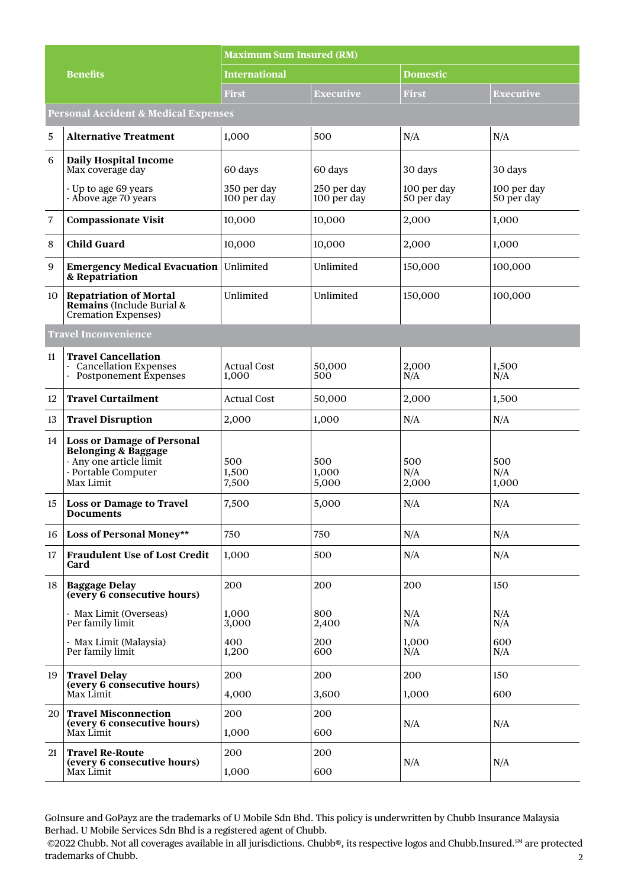| | Benefits | Maximum Sum Insured (RM) | | | |
|---|---|---|---|---|---|
| | | International | | Domestic | |
| | | First | Executive | First | Executive |
| **Personal Accident & Medical Expenses** | | | | | |
| 5 | **Alternative Treatment** | 1,000 | 500 | N/A | N/A |
| 6 | **Daily Hospital Income** Max coverage day | 60 days | 60 days | 30 days | 30 days |
| | - Up to age 69 years<br>- Above age 70 years | 350 per day<br>100 per day | 250 per day<br>100 per day | 100 per day<br>50 per day | 100 per day<br>50 per day |
| 7 | **Compassionate Visit** | 10,000 | 10,000 | 2,000 | 1,000 |
| 8 | **Child Guard** | 10,000 | 10,000 | 2,000 | 1,000 |
| 9 | **Emergency Medical Evacuation & Repatriation** | Unlimited | Unlimited | 150,000 | 100,000 |
| 10 | **Repatriation of Mortal Remains** (Include Burial & Cremation Expenses) | Unlimited | Unlimited | 150,000 | 100,000 |
| **Travel Inconvenience** | | | | | |
| 11 | **Travel Cancellation**<br>- Cancellation Expenses<br>- Postponement Expenses | Actual Cost<br>1,000 | 50,000<br>500 | 2,000<br>N/A | 1,500<br>N/A |
| 12 | **Travel Curtailment** | Actual Cost | 50,000 | 2,000 | 1,500 |
| 13 | **Travel Disruption** | 2,000 | 1,000 | N/A | N/A |
| 14 | **Loss or Damage of Personal Belonging & Baggage**<br>- Any one article limit<br>- Portable Computer<br>Max Limit | 500<br>1,500<br>7,500 | 500<br>1,000<br>5,000 | 500<br>N/A<br>2,000 | 500<br>N/A<br>1,000 |
| 15 | **Loss or Damage to Travel Documents** | 7,500 | 5,000 | N/A | N/A |
| 16 | **Loss of Personal Money**** | 750 | 750 | N/A | N/A |
| 17 | **Fraudulent Use of Lost Credit Card** | 1,000 | 500 | N/A | N/A |
| 18 | **Baggage Delay (every 6 consecutive hours)** | 200 | 200 | 200 | 150 |
| | - Max Limit (Overseas)<br>Per family limit | 1,000<br>3,000 | 800<br>2,400 | N/A<br>N/A | N/A<br>N/A |
| | - Max Limit (Malaysia)<br>Per family limit | 400<br>1,200 | 200<br>600 | 1,000<br>N/A | 600<br>N/A |
| 19 | **Travel Delay (every 6 consecutive hours)**<br>Max Limit | 200<br>4,000 | 200<br>3,600 | 200<br>1,000 | 150<br>600 |
| 20 | **Travel Misconnection (every 6 consecutive hours)**<br>Max Limit | 200<br>1,000 | 200<br>600 | N/A | N/A |
| 21 | **Travel Re-Route (every 6 consecutive hours)**<br>Max Limit | 200<br>1,000 | 200<br>600 | N/A | N/A |

GoInsure and GoPayz are the trademarks of U Mobile Sdn Bhd. This policy is underwritten by Chubb Insurance Malaysia Berhad. U Mobile Services Sdn Bhd is a registered agent of Chubb.

©2022 Chubb. Not all coverages available in all jurisdictions. Chubb®, its respective logos and Chubb.Insured.SM are protected trademarks of Chubb.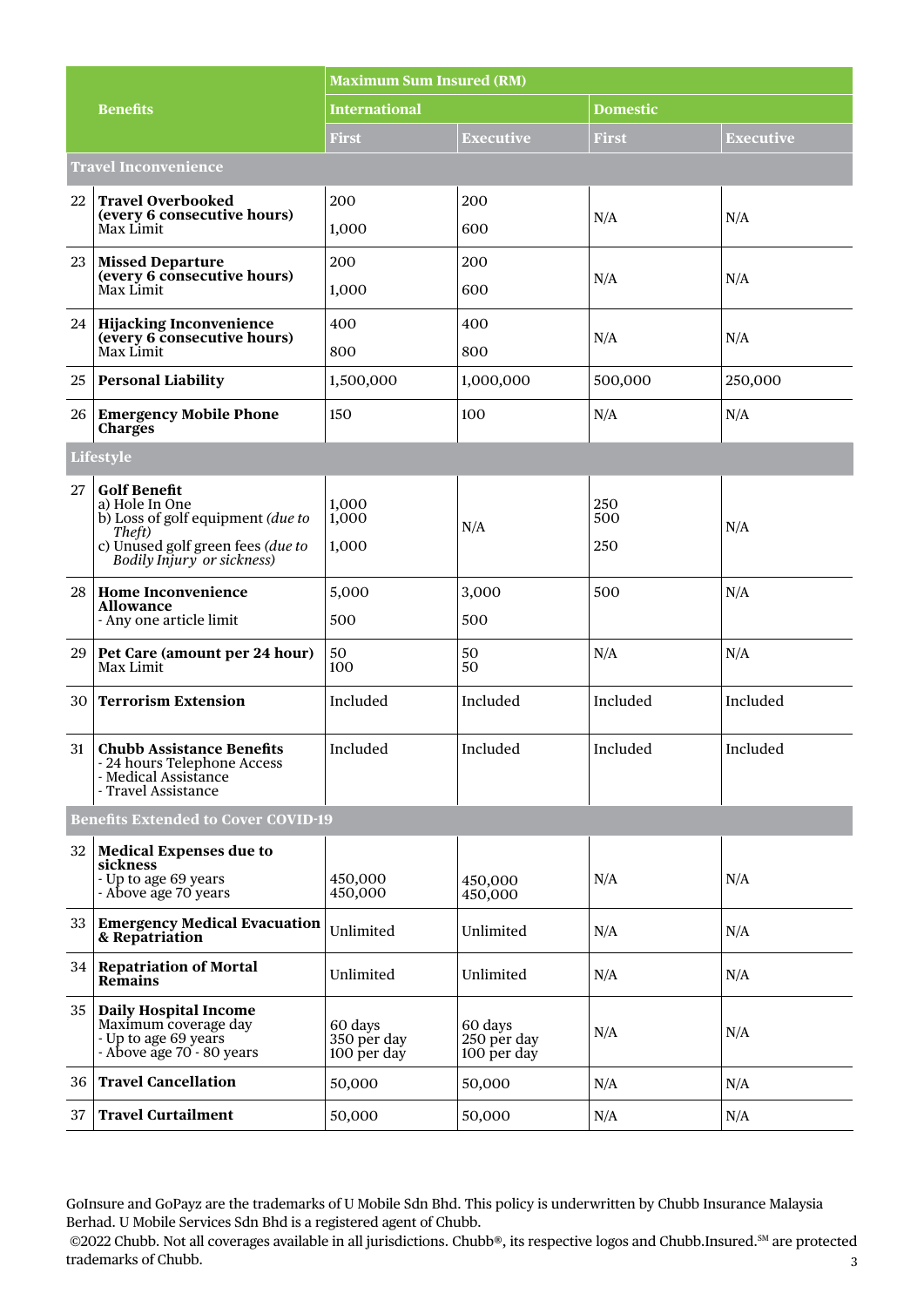| | Benefits | Maximum Sum Insured (RM) | | | |
|---|---|---|---|---|---|
| | | International | | Domestic | |
| | | First | Executive | First | Executive |
| **Travel Inconvenience** | | | | | |
| 22 | **Travel Overbooked (every 6 consecutive hours)** Max Limit | 200<br>1,000 | 200<br>600 | N/A | N/A |
| 23 | **Missed Departure (every 6 consecutive hours)** Max Limit | 200<br>1,000 | 200<br>600 | N/A | N/A |
| 24 | **Hijacking Inconvenience (every 6 consecutive hours)** Max Limit | 400<br>800 | 400<br>800 | N/A | N/A |
| 25 | **Personal Liability** | 1,500,000 | 1,000,000 | 500,000 | 250,000 |
| 26 | **Emergency Mobile Phone Charges** | 150 | 100 | N/A | N/A |
| **Lifestyle** | | | | | |
| 27 | **Golf Benefit**<br>a) Hole In One<br>b) Loss of golf equipment *(due to Theft)*<br>c) Unused golf green fees *(due to Bodily Injury or sickness)* | 1,000<br>1,000<br>1,000 | N/A | 250<br>500<br>250 | N/A |
| 28 | **Home Inconvenience Allowance**<br>- Any one article limit | 5,000<br>500 | 3,000<br>500 | 500 | N/A |
| 29 | **Pet Care (amount per 24 hour)** Max Limit | 50<br>100 | 50<br>50 | N/A | N/A |
| 30 | **Terrorism Extension** | Included | Included | Included | Included |
| 31 | **Chubb Assistance Benefits**<br>- 24 hours Telephone Access<br>- Medical Assistance<br>- Travel Assistance | Included | Included | Included | Included |
| **Benefits Extended to Cover COVID-19** | | | | | |
| 32 | **Medical Expenses due to sickness**<br>- Up to age 69 years<br>- Above age 70 years | 450,000<br>450,000 | 450,000<br>450,000 | N/A | N/A |
| 33 | **Emergency Medical Evacuation & Repatriation** | Unlimited | Unlimited | N/A | N/A |
| 34 | **Repatriation of Mortal Remains** | Unlimited | Unlimited | N/A | N/A |
| 35 | **Daily Hospital Income**<br>Maximum coverage day<br>- Up to age 69 years<br>- Above age 70 - 80 years | 60 days<br>350 per day<br>100 per day | 60 days<br>250 per day<br>100 per day | N/A | N/A |
| 36 | **Travel Cancellation** | 50,000 | 50,000 | N/A | N/A |
| 37 | **Travel Curtailment** | 50,000 | 50,000 | N/A | N/A |

GoInsure and GoPayz are the trademarks of U Mobile Sdn Bhd. This policy is underwritten by Chubb Insurance Malaysia Berhad. U Mobile Services Sdn Bhd is a registered agent of Chubb.

©2022 Chubb. Not all coverages available in all jurisdictions. Chubb®, its respective logos and Chubb.Insured.℠ are protected trademarks of Chubb.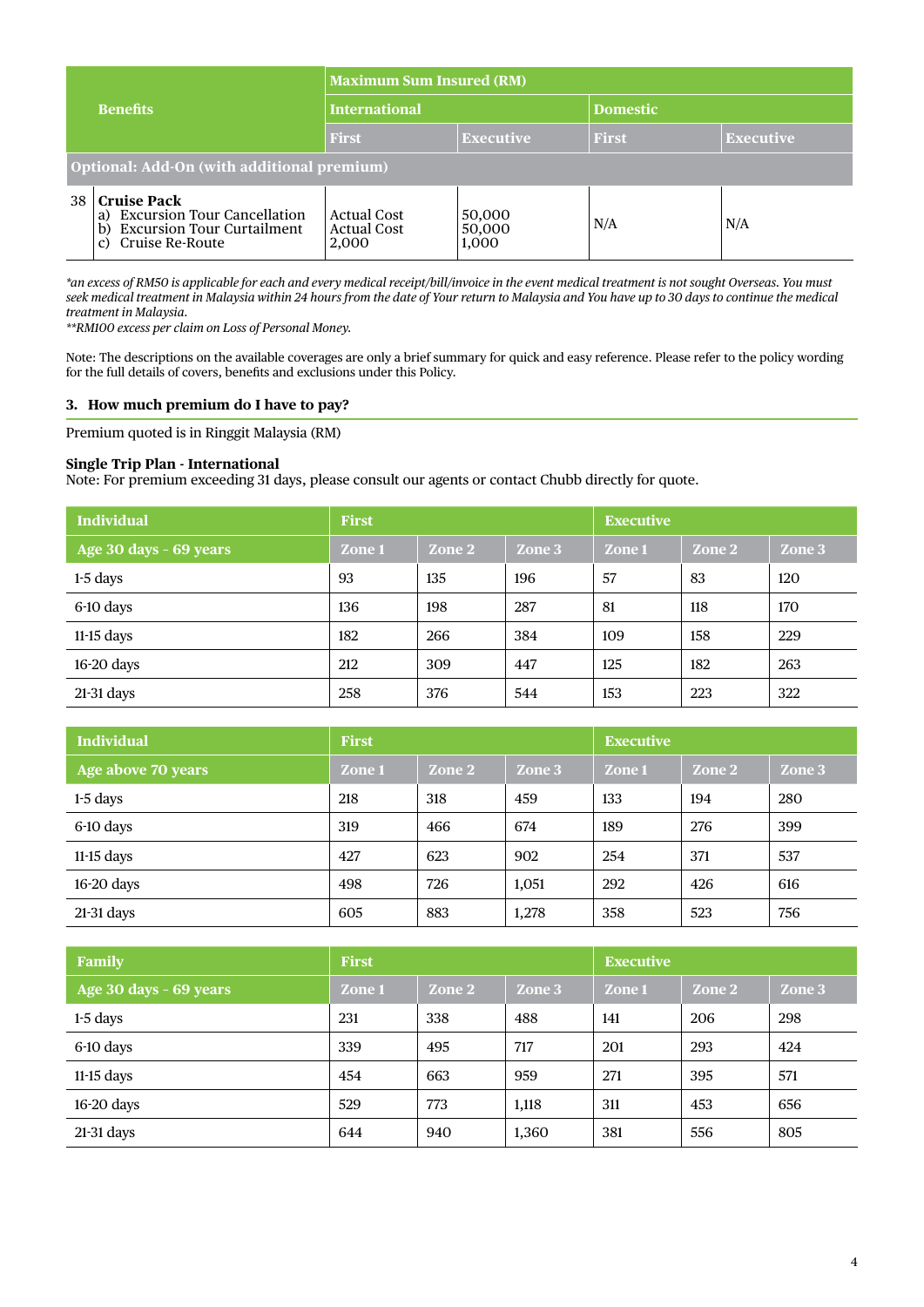| Benefits | | Maximum Sum Insured (RM) | | | |
|---|---|---|---|---|---|
| | | International | | Domestic | |
| | | First | Executive | First | Executive |
| Optional: Add-On (with additional premium) | | | | | |
| 38 | **Cruise Pack**<br>a) Excursion Tour Cancellation<br>b) Excursion Tour Curtailment<br>c) Cruise Re-Route | Actual Cost<br>Actual Cost<br>2,000 | 50,000<br>50,000<br>1,000 | N/A | N/A |

*\*an excess of RM50 is applicable for each and every medical receipt/bill/invoice in the event medical treatment is not sought Overseas. You must seek medical treatment in Malaysia within 24 hours from the date of Your return to Malaysia and You have up to 30 days to continue the medical treatment in Malaysia.*
*\*\*RM100 excess per claim on Loss of Personal Money.*

Note: The descriptions on the available coverages are only a brief summary for quick and easy reference. Please refer to the policy wording for the full details of covers, benefits and exclusions under this Policy.

## 3. How much premium do I have to pay?

Premium quoted is in Ringgit Malaysia (RM)

**Single Trip Plan - International**
Note: For premium exceeding 31 days, please consult our agents or contact Chubb directly for quote.

| Individual | First | | | Executive | | |
|---|---|---|---|---|---|---|
| Age 30 days - 69 years | Zone 1 | Zone 2 | Zone 3 | Zone 1 | Zone 2 | Zone 3 |
| 1-5 days | 93 | 135 | 196 | 57 | 83 | 120 |
| 6-10 days | 136 | 198 | 287 | 81 | 118 | 170 |
| 11-15 days | 182 | 266 | 384 | 109 | 158 | 229 |
| 16-20 days | 212 | 309 | 447 | 125 | 182 | 263 |
| 21-31 days | 258 | 376 | 544 | 153 | 223 | 322 |

| Individual | First | | | Executive | | |
|---|---|---|---|---|---|---|
| Age above 70 years | Zone 1 | Zone 2 | Zone 3 | Zone 1 | Zone 2 | Zone 3 |
| 1-5 days | 218 | 318 | 459 | 133 | 194 | 280 |
| 6-10 days | 319 | 466 | 674 | 189 | 276 | 399 |
| 11-15 days | 427 | 623 | 902 | 254 | 371 | 537 |
| 16-20 days | 498 | 726 | 1,051 | 292 | 426 | 616 |
| 21-31 days | 605 | 883 | 1,278 | 358 | 523 | 756 |

| Family | First | | | Executive | | |
|---|---|---|---|---|---|---|
| Age 30 days - 69 years | Zone 1 | Zone 2 | Zone 3 | Zone 1 | Zone 2 | Zone 3 |
| 1-5 days | 231 | 338 | 488 | 141 | 206 | 298 |
| 6-10 days | 339 | 495 | 717 | 201 | 293 | 424 |
| 11-15 days | 454 | 663 | 959 | 271 | 395 | 571 |
| 16-20 days | 529 | 773 | 1,118 | 311 | 453 | 656 |
| 21-31 days | 644 | 940 | 1,360 | 381 | 556 | 805 |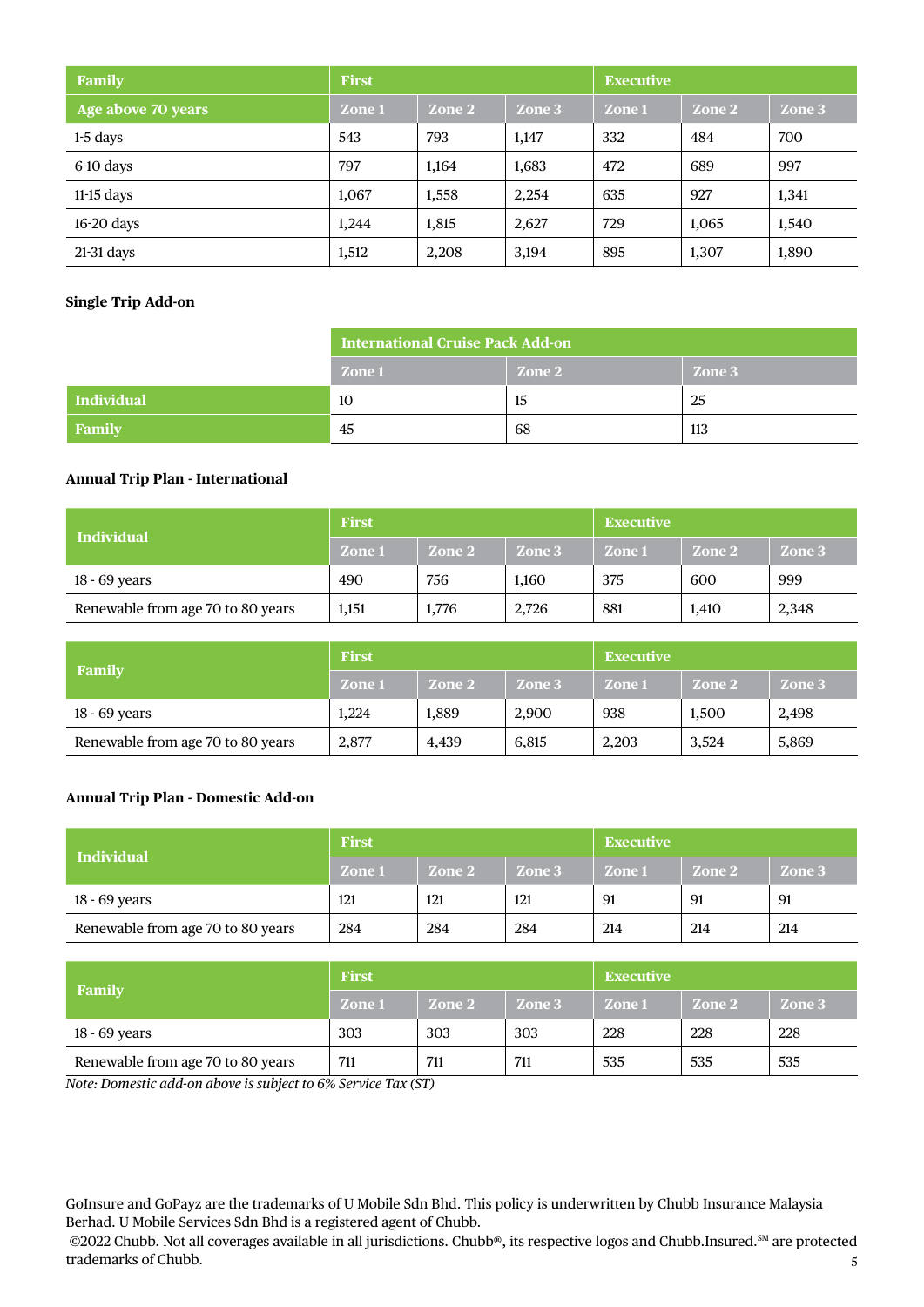| Family | First | | | Executive | | |
|---|---|---|---|---|---|---|
| Age above 70 years | Zone 1 | Zone 2 | Zone 3 | Zone 1 | Zone 2 | Zone 3 |
| 1-5 days | 543 | 793 | 1,147 | 332 | 484 | 700 |
| 6-10 days | 797 | 1,164 | 1,683 | 472 | 689 | 997 |
| 11-15 days | 1,067 | 1,558 | 2,254 | 635 | 927 | 1,341 |
| 16-20 days | 1,244 | 1,815 | 2,627 | 729 | 1,065 | 1,540 |
| 21-31 days | 1,512 | 2,208 | 3,194 | 895 | 1,307 | 1,890 |

**Single Trip Add-on**

| | International Cruise Pack Add-on | | |
|---|---|---|---|
| | Zone 1 | Zone 2 | Zone 3 |
| Individual | 10 | 15 | 25 |
| Family | 45 | 68 | 113 |

**Annual Trip Plan - International**

| Individual | First | | | Executive | | |
|---|---|---|---|---|---|---|
| | Zone 1 | Zone 2 | Zone 3 | Zone 1 | Zone 2 | Zone 3 |
| 18 - 69 years | 490 | 756 | 1,160 | 375 | 600 | 999 |
| Renewable from age 70 to 80 years | 1,151 | 1,776 | 2,726 | 881 | 1,410 | 2,348 |

| Family | First | | | Executive | | |
|---|---|---|---|---|---|---|
| | Zone 1 | Zone 2 | Zone 3 | Zone 1 | Zone 2 | Zone 3 |
| 18 - 69 years | 1,224 | 1,889 | 2,900 | 938 | 1,500 | 2,498 |
| Renewable from age 70 to 80 years | 2,877 | 4,439 | 6,815 | 2,203 | 3,524 | 5,869 |

**Annual Trip Plan - Domestic Add-on**

| Individual | First | | | Executive | | |
|---|---|---|---|---|---|---|
| | Zone 1 | Zone 2 | Zone 3 | Zone 1 | Zone 2 | Zone 3 |
| 18 - 69 years | 121 | 121 | 121 | 91 | 91 | 91 |
| Renewable from age 70 to 80 years | 284 | 284 | 284 | 214 | 214 | 214 |

| Family | First | | | Executive | | |
|---|---|---|---|---|---|---|
| | Zone 1 | Zone 2 | Zone 3 | Zone 1 | Zone 2 | Zone 3 |
| 18 - 69 years | 303 | 303 | 303 | 228 | 228 | 228 |
| Renewable from age 70 to 80 years | 711 | 711 | 711 | 535 | 535 | 535 |

*Note: Domestic add-on above is subject to 6% Service Tax (ST)*

GoInsure and GoPayz are the trademarks of U Mobile Sdn Bhd. This policy is underwritten by Chubb Insurance Malaysia Berhad. U Mobile Services Sdn Bhd is a registered agent of Chubb.

©2022 Chubb. Not all coverages available in all jurisdictions. Chubb®, its respective logos and Chubb.Insured.℠ are protected trademarks of Chubb.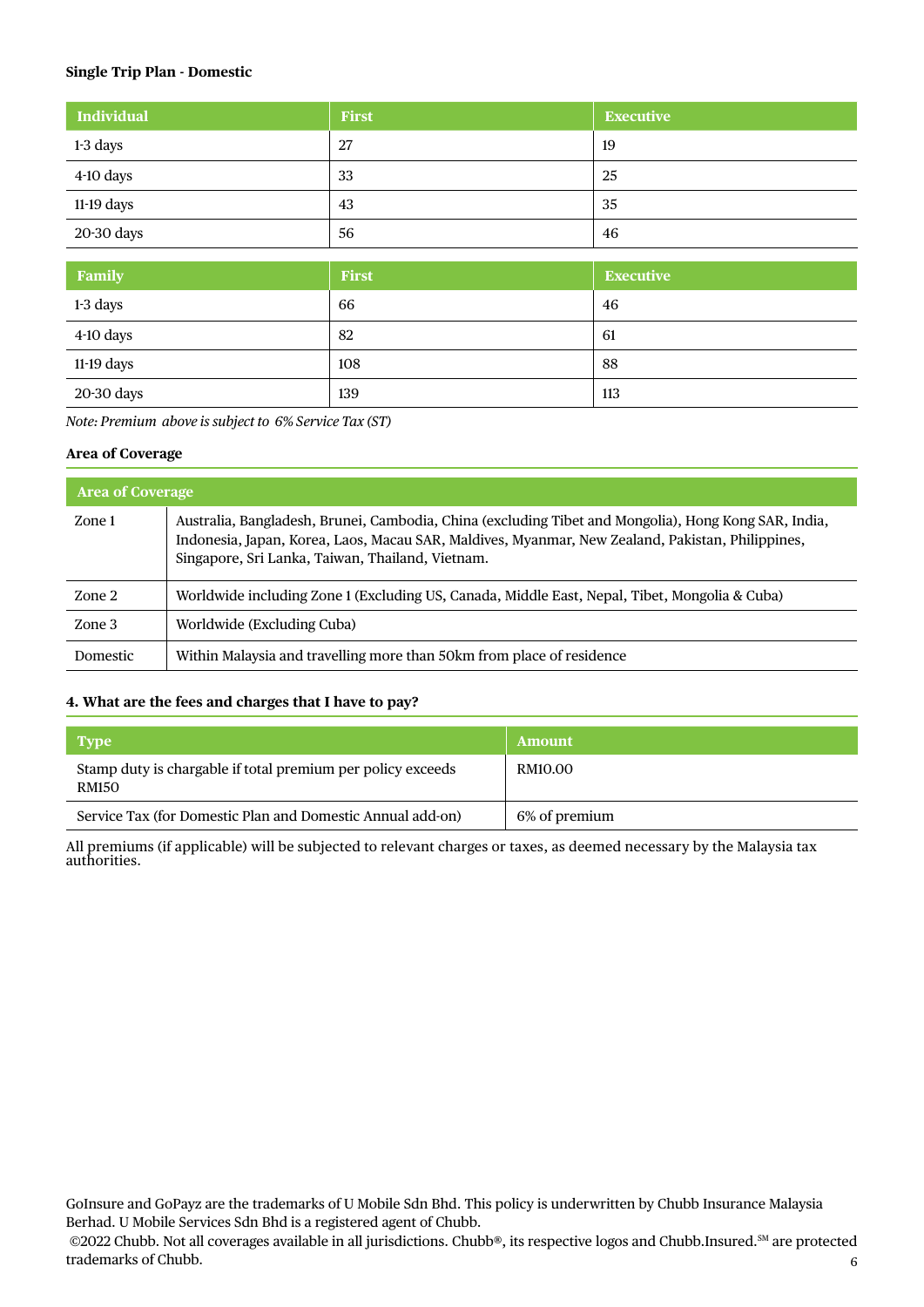**Single Trip Plan - Domestic**

| Individual | First | Executive |
|---|---|---|
| 1-3 days | 27 | 19 |
| 4-10 days | 33 | 25 |
| 11-19 days | 43 | 35 |
| 20-30 days | 56 | 46 |

| Family | First | Executive |
|---|---|---|
| 1-3 days | 66 | 46 |
| 4-10 days | 82 | 61 |
| 11-19 days | 108 | 88 |
| 20-30 days | 139 | 113 |

*Note: Premium above is subject to 6% Service Tax (ST)*

**Area of Coverage**

| Area of Coverage | |
|---|---|
| Zone 1 | Australia, Bangladesh, Brunei, Cambodia, China (excluding Tibet and Mongolia), Hong Kong SAR, India, Indonesia, Japan, Korea, Laos, Macau SAR, Maldives, Myanmar, New Zealand, Pakistan, Philippines, Singapore, Sri Lanka, Taiwan, Thailand, Vietnam. |
| Zone 2 | Worldwide including Zone 1 (Excluding US, Canada, Middle East, Nepal, Tibet, Mongolia & Cuba) |
| Zone 3 | Worldwide (Excluding Cuba) |
| Domestic | Within Malaysia and travelling more than 50km from place of residence |

**4. What are the fees and charges that I have to pay?**

| Type | Amount |
|---|---|
| Stamp duty is chargable if total premium per policy exceeds RM150 | RM10.00 |
| Service Tax (for Domestic Plan and Domestic Annual add-on) | 6% of premium |

All premiums (if applicable) will be subjected to relevant charges or taxes, as deemed necessary by the Malaysia tax authorities.

GoInsure and GoPayz are the trademarks of U Mobile Sdn Bhd. This policy is underwritten by Chubb Insurance Malaysia Berhad. U Mobile Services Sdn Bhd is a registered agent of Chubb.
©2022 Chubb. Not all coverages available in all jurisdictions. Chubb®, its respective logos and Chubb.Insured.℠ are protected trademarks of Chubb.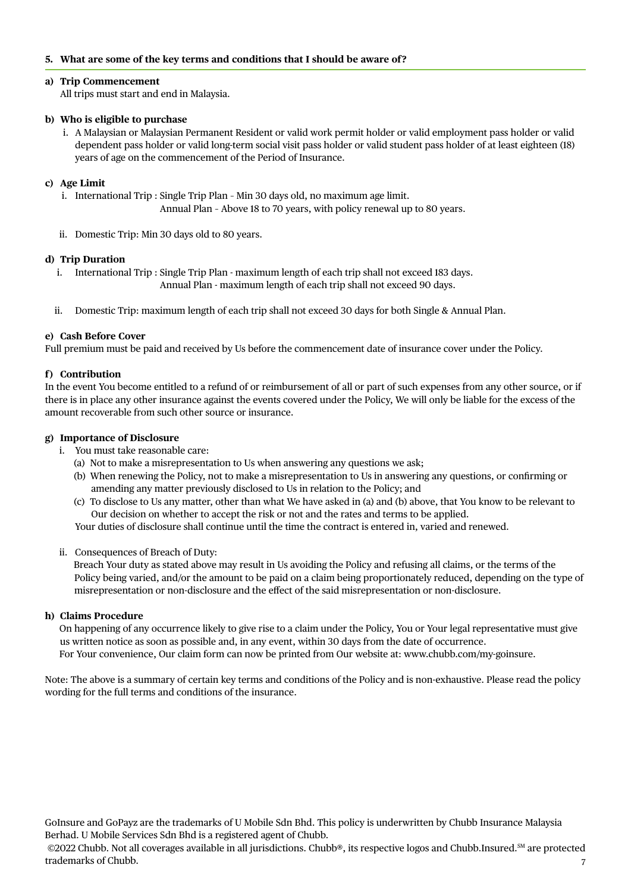## 5. What are some of the key terms and conditions that I should be aware of?

**a) Trip Commencement**

All trips must start and end in Malaysia.

**b) Who is eligible to purchase**

i. A Malaysian or Malaysian Permanent Resident or valid work permit holder or valid employment pass holder or valid dependent pass holder or valid long-term social visit pass holder or valid student pass holder of at least eighteen (18) years of age on the commencement of the Period of Insurance.

**c) Age Limit**

i. International Trip : Single Trip Plan - Min 30 days old, no maximum age limit.
Annual Plan - Above 18 to 70 years, with policy renewal up to 80 years.

ii. Domestic Trip: Min 30 days old to 80 years.

**d) Trip Duration**

i. International Trip : Single Trip Plan - maximum length of each trip shall not exceed 183 days.
Annual Plan - maximum length of each trip shall not exceed 90 days.

ii. Domestic Trip: maximum length of each trip shall not exceed 30 days for both Single & Annual Plan.

**e) Cash Before Cover**

Full premium must be paid and received by Us before the commencement date of insurance cover under the Policy.

**f) Contribution**

In the event You become entitled to a refund of or reimbursement of all or part of such expenses from any other source, or if there is in place any other insurance against the events covered under the Policy, We will only be liable for the excess of the amount recoverable from such other source or insurance.

**g) Importance of Disclosure**

i. You must take reasonable care:
   (a) Not to make a misrepresentation to Us when answering any questions we ask;
   (b) When renewing the Policy, not to make a misrepresentation to Us in answering any questions, or confirming or amending any matter previously disclosed to Us in relation to the Policy; and
   (c) To disclose to Us any matter, other than what We have asked in (a) and (b) above, that You know to be relevant to Our decision on whether to accept the risk or not and the rates and terms to be applied.

   Your duties of disclosure shall continue until the time the contract is entered in, varied and renewed.

ii. Consequences of Breach of Duty:
   Breach Your duty as stated above may result in Us avoiding the Policy and refusing all claims, or the terms of the Policy being varied, and/or the amount to be paid on a claim being proportionately reduced, depending on the type of misrepresentation or non-disclosure and the effect of the said misrepresentation or non-disclosure.

**h) Claims Procedure**

On happening of any occurrence likely to give rise to a claim under the Policy, You or Your legal representative must give us written notice as soon as possible and, in any event, within 30 days from the date of occurrence.
For Your convenience, Our claim form can now be printed from Our website at: www.chubb.com/my-goinsure.

Note: The above is a summary of certain key terms and conditions of the Policy and is non-exhaustive. Please read the policy wording for the full terms and conditions of the insurance.

GoInsure and GoPayz are the trademarks of U Mobile Sdn Bhd. This policy is underwritten by Chubb Insurance Malaysia Berhad. U Mobile Services Sdn Bhd is a registered agent of Chubb.
©2022 Chubb. Not all coverages available in all jurisdictions. Chubb®, its respective logos and Chubb.Insured.℠ are protected trademarks of Chubb.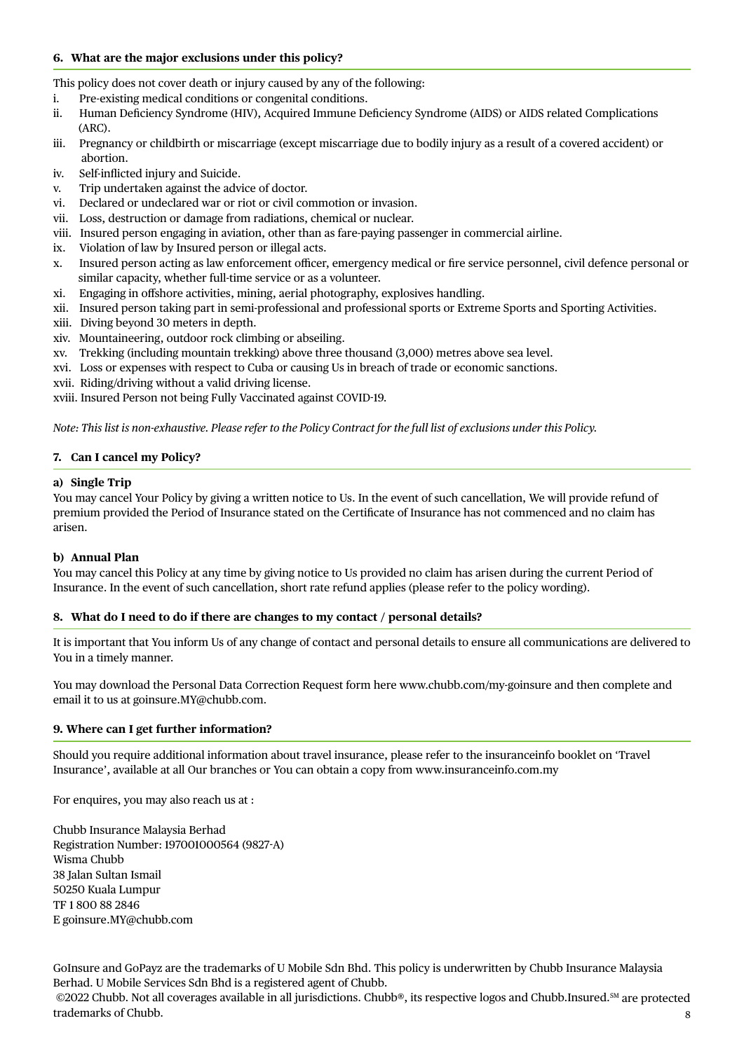### 6. What are the major exclusions under this policy?

This policy does not cover death or injury caused by any of the following:

- i. Pre-existing medical conditions or congenital conditions.
- ii. Human Deficiency Syndrome (HIV), Acquired Immune Deficiency Syndrome (AIDS) or AIDS related Complications (ARC).
- iii. Pregnancy or childbirth or miscarriage (except miscarriage due to bodily injury as a result of a covered accident) or abortion.
- iv. Self-inflicted injury and Suicide.
- v. Trip undertaken against the advice of doctor.
- vi. Declared or undeclared war or riot or civil commotion or invasion.
- vii. Loss, destruction or damage from radiations, chemical or nuclear.
- viii. Insured person engaging in aviation, other than as fare-paying passenger in commercial airline.
- ix. Violation of law by Insured person or illegal acts.
- x. Insured person acting as law enforcement officer, emergency medical or fire service personnel, civil defence personal or similar capacity, whether full-time service or as a volunteer.
- xi. Engaging in offshore activities, mining, aerial photography, explosives handling.
- xii. Insured person taking part in semi-professional and professional sports or Extreme Sports and Sporting Activities.
- xiii. Diving beyond 30 meters in depth.
- xiv. Mountaineering, outdoor rock climbing or abseiling.
- xv. Trekking (including mountain trekking) above three thousand (3,000) metres above sea level.
- xvi. Loss or expenses with respect to Cuba or causing Us in breach of trade or economic sanctions.
- xvii. Riding/driving without a valid driving license.
- xviii. Insured Person not being Fully Vaccinated against COVID-19.

*Note: This list is non-exhaustive. Please refer to the Policy Contract for the full list of exclusions under this Policy.*

### 7. Can I cancel my Policy?

**a) Single Trip**

You may cancel Your Policy by giving a written notice to Us. In the event of such cancellation, We will provide refund of premium provided the Period of Insurance stated on the Certificate of Insurance has not commenced and no claim has arisen.

**b) Annual Plan**

You may cancel this Policy at any time by giving notice to Us provided no claim has arisen during the current Period of Insurance. In the event of such cancellation, short rate refund applies (please refer to the policy wording).

### 8. What do I need to do if there are changes to my contact / personal details?

It is important that You inform Us of any change of contact and personal details to ensure all communications are delivered to You in a timely manner.

You may download the Personal Data Correction Request form here www.chubb.com/my-goinsure and then complete and email it to us at goinsure.MY@chubb.com.

### 9. Where can I get further information?

Should you require additional information about travel insurance, please refer to the insuranceinfo booklet on 'Travel Insurance', available at all Our branches or You can obtain a copy from www.insuranceinfo.com.my

For enquires, you may also reach us at :

Chubb Insurance Malaysia Berhad
Registration Number: 197001000564 (9827-A)
Wisma Chubb
38 Jalan Sultan Ismail
50250 Kuala Lumpur
TF 1 800 88 2846
E goinsure.MY@chubb.com

GoInsure and GoPayz are the trademarks of U Mobile Sdn Bhd. This policy is underwritten by Chubb Insurance Malaysia Berhad. U Mobile Services Sdn Bhd is a registered agent of Chubb.
©2022 Chubb. Not all coverages available in all jurisdictions. Chubb®, its respective logos and Chubb.Insured.℠ are protected trademarks of Chubb.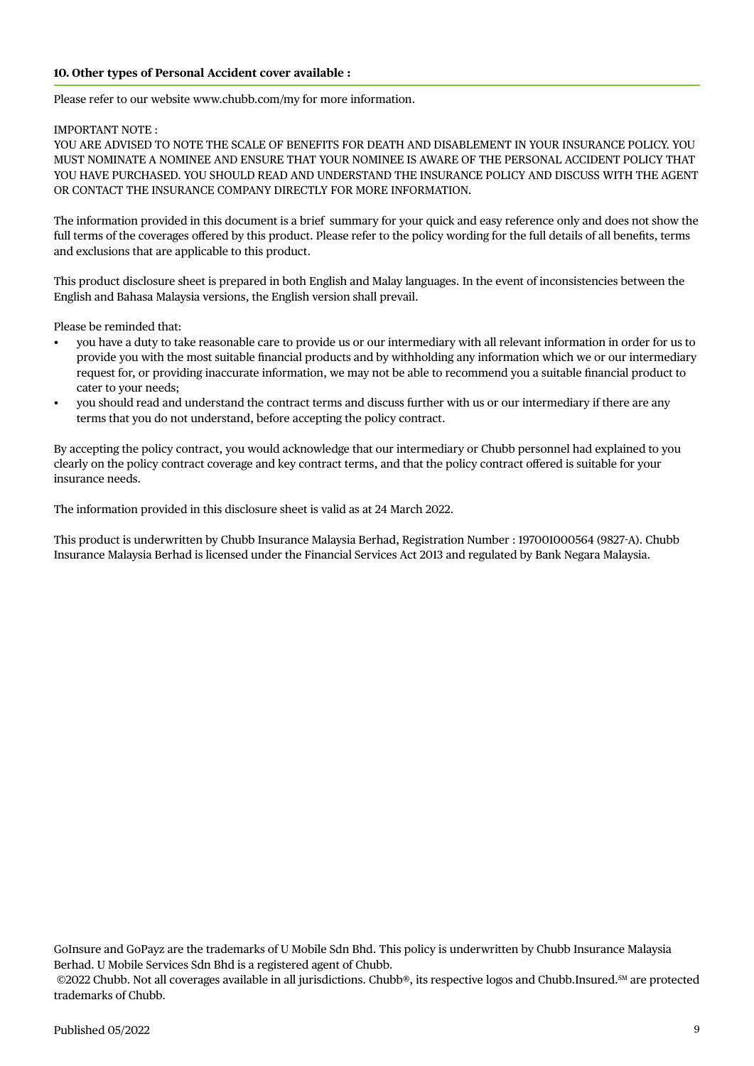**10. Other types of Personal Accident cover available :**

Please refer to our website www.chubb.com/my for more information.

IMPORTANT NOTE :

YOU ARE ADVISED TO NOTE THE SCALE OF BENEFITS FOR DEATH AND DISABLEMENT IN YOUR INSURANCE POLICY. YOU MUST NOMINATE A NOMINEE AND ENSURE THAT YOUR NOMINEE IS AWARE OF THE PERSONAL ACCIDENT POLICY THAT YOU HAVE PURCHASED. YOU SHOULD READ AND UNDERSTAND THE INSURANCE POLICY AND DISCUSS WITH THE AGENT OR CONTACT THE INSURANCE COMPANY DIRECTLY FOR MORE INFORMATION.

The information provided in this document is a brief summary for your quick and easy reference only and does not show the full terms of the coverages offered by this product. Please refer to the policy wording for the full details of all benefits, terms and exclusions that are applicable to this product.

This product disclosure sheet is prepared in both English and Malay languages. In the event of inconsistencies between the English and Bahasa Malaysia versions, the English version shall prevail.

Please be reminded that:

- you have a duty to take reasonable care to provide us or our intermediary with all relevant information in order for us to provide you with the most suitable financial products and by withholding any information which we or our intermediary request for, or providing inaccurate information, we may not be able to recommend you a suitable financial product to cater to your needs;
- you should read and understand the contract terms and discuss further with us or our intermediary if there are any terms that you do not understand, before accepting the policy contract.

By accepting the policy contract, you would acknowledge that our intermediary or Chubb personnel had explained to you clearly on the policy contract coverage and key contract terms, and that the policy contract offered is suitable for your insurance needs.

The information provided in this disclosure sheet is valid as at 24 March 2022.

This product is underwritten by Chubb Insurance Malaysia Berhad, Registration Number : 197001000564 (9827-A). Chubb Insurance Malaysia Berhad is licensed under the Financial Services Act 2013 and regulated by Bank Negara Malaysia.

GoInsure and GoPayz are the trademarks of U Mobile Sdn Bhd. This policy is underwritten by Chubb Insurance Malaysia Berhad. U Mobile Services Sdn Bhd is a registered agent of Chubb.

©2022 Chubb. Not all coverages available in all jurisdictions. Chubb®, its respective logos and Chubb.Insured.℠ are protected trademarks of Chubb.

Published 05/2022